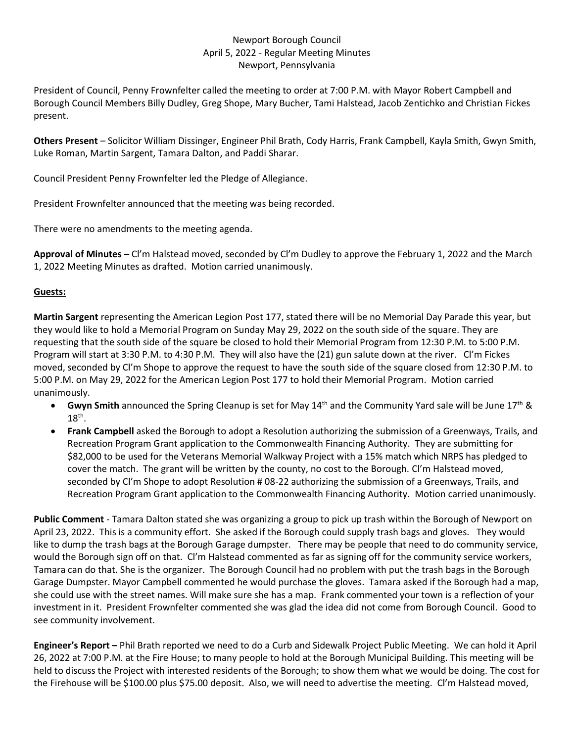Newport Borough Council
April 5, 2022 - Regular Meeting Minutes
Newport, Pennsylvania

President of Council, Penny Frownfelter called the meeting to order at 7:00 P.M. with Mayor Robert Campbell and Borough Council Members Billy Dudley, Greg Shope, Mary Bucher, Tami Halstead, Jacob Zentichko and Christian Fickes present.

**Others Present** – Solicitor William Dissinger, Engineer Phil Brath, Cody Harris, Frank Campbell, Kayla Smith, Gwyn Smith, Luke Roman, Martin Sargent, Tamara Dalton, and Paddi Sharar.

Council President Penny Frownfelter led the Pledge of Allegiance.

President Frownfelter announced that the meeting was being recorded.

There were no amendments to the meeting agenda.

**Approval of Minutes –** Cl'm Halstead moved, seconded by Cl'm Dudley to approve the February 1, 2022 and the March 1, 2022 Meeting Minutes as drafted. Motion carried unanimously.

**Guests:**

**Martin Sargent** representing the American Legion Post 177, stated there will be no Memorial Day Parade this year, but they would like to hold a Memorial Program on Sunday May 29, 2022 on the south side of the square. They are requesting that the south side of the square be closed to hold their Memorial Program from 12:30 P.M. to 5:00 P.M. Program will start at 3:30 P.M. to 4:30 P.M. They will also have the (21) gun salute down at the river. Cl'm Fickes moved, seconded by Cl'm Shope to approve the request to have the south side of the square closed from 12:30 P.M. to 5:00 P.M. on May 29, 2022 for the American Legion Post 177 to hold their Memorial Program. Motion carried unanimously.

- **Gwyn Smith** announced the Spring Cleanup is set for May 14th and the Community Yard sale will be June 17th & 18th.
- **Frank Campbell** asked the Borough to adopt a Resolution authorizing the submission of a Greenways, Trails, and Recreation Program Grant application to the Commonwealth Financing Authority. They are submitting for $82,000 to be used for the Veterans Memorial Walkway Project with a 15% match which NRPS has pledged to cover the match. The grant will be written by the county, no cost to the Borough. Cl'm Halstead moved, seconded by Cl'm Shope to adopt Resolution # 08-22 authorizing the submission of a Greenways, Trails, and Recreation Program Grant application to the Commonwealth Financing Authority. Motion carried unanimously.

**Public Comment** - Tamara Dalton stated she was organizing a group to pick up trash within the Borough of Newport on April 23, 2022. This is a community effort. She asked if the Borough could supply trash bags and gloves. They would like to dump the trash bags at the Borough Garage dumpster. There may be people that need to do community service, would the Borough sign off on that. Cl'm Halstead commented as far as signing off for the community service workers, Tamara can do that. She is the organizer. The Borough Council had no problem with put the trash bags in the Borough Garage Dumpster. Mayor Campbell commented he would purchase the gloves. Tamara asked if the Borough had a map, she could use with the street names. Will make sure she has a map. Frank commented your town is a reflection of your investment in it. President Frownfelter commented she was glad the idea did not come from Borough Council. Good to see community involvement.

**Engineer's Report –** Phil Brath reported we need to do a Curb and Sidewalk Project Public Meeting. We can hold it April 26, 2022 at 7:00 P.M. at the Fire House; to many people to hold at the Borough Municipal Building. This meeting will be held to discuss the Project with interested residents of the Borough; to show them what we would be doing. The cost for the Firehouse will be $100.00 plus $75.00 deposit. Also, we will need to advertise the meeting. Cl'm Halstead moved,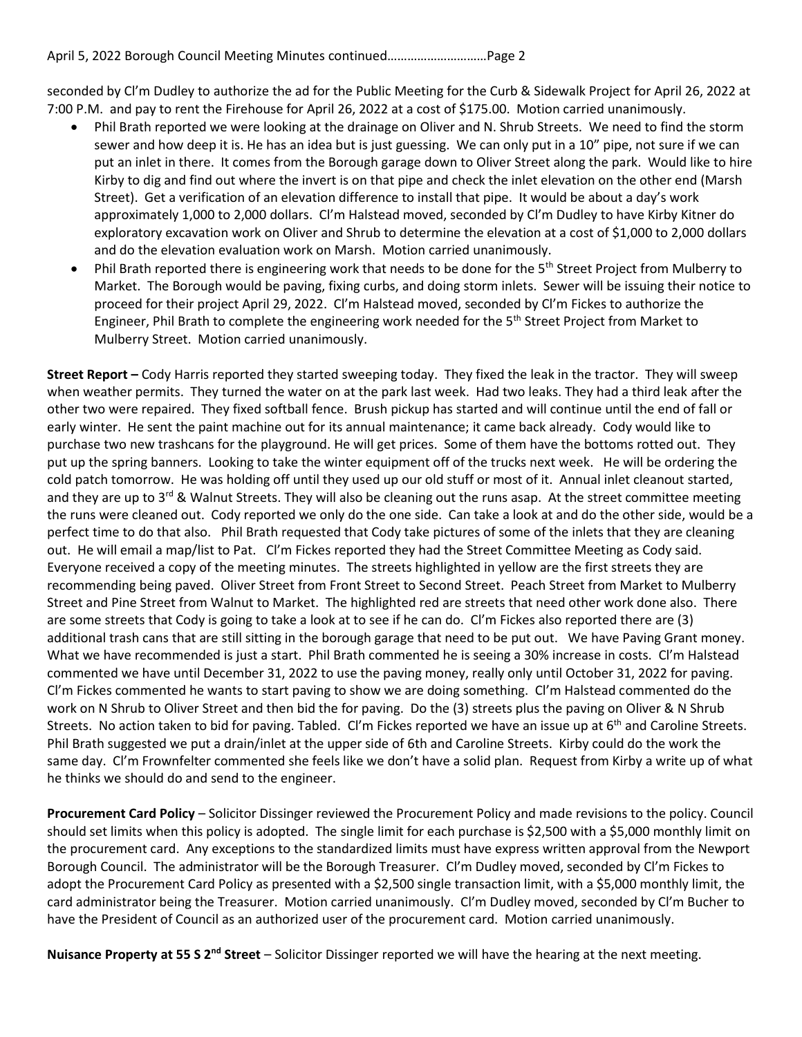seconded by Cl'm Dudley to authorize the ad for the Public Meeting for the Curb & Sidewalk Project for April 26, 2022 at 7:00 P.M. and pay to rent the Firehouse for April 26, 2022 at a cost of $175.00. Motion carried unanimously.

- Phil Brath reported we were looking at the drainage on Oliver and N. Shrub Streets. We need to find the storm sewer and how deep it is. He has an idea but is just guessing. We can only put in a 10" pipe, not sure if we can put an inlet in there. It comes from the Borough garage down to Oliver Street along the park. Would like to hire Kirby to dig and find out where the invert is on that pipe and check the inlet elevation on the other end (Marsh Street). Get a verification of an elevation difference to install that pipe. It would be about a day's work approximately 1,000 to 2,000 dollars. Cl'm Halstead moved, seconded by Cl'm Dudley to have Kirby Kitner do exploratory excavation work on Oliver and Shrub to determine the elevation at a cost of $1,000 to 2,000 dollars and do the elevation evaluation work on Marsh. Motion carried unanimously.
- Phil Brath reported there is engineering work that needs to be done for the 5th Street Project from Mulberry to Market. The Borough would be paving, fixing curbs, and doing storm inlets. Sewer will be issuing their notice to proceed for their project April 29, 2022. Cl'm Halstead moved, seconded by Cl'm Fickes to authorize the Engineer, Phil Brath to complete the engineering work needed for the 5th Street Project from Market to Mulberry Street. Motion carried unanimously.

**Street Report –** Cody Harris reported they started sweeping today. They fixed the leak in the tractor. They will sweep when weather permits. They turned the water on at the park last week. Had two leaks. They had a third leak after the other two were repaired. They fixed softball fence. Brush pickup has started and will continue until the end of fall or early winter. He sent the paint machine out for its annual maintenance; it came back already. Cody would like to purchase two new trashcans for the playground. He will get prices. Some of them have the bottoms rotted out. They put up the spring banners. Looking to take the winter equipment off of the trucks next week. He will be ordering the cold patch tomorrow. He was holding off until they used up our old stuff or most of it. Annual inlet cleanout started, and they are up to 3rd & Walnut Streets. They will also be cleaning out the runs asap. At the street committee meeting the runs were cleaned out. Cody reported we only do the one side. Can take a look at and do the other side, would be a perfect time to do that also. Phil Brath requested that Cody take pictures of some of the inlets that they are cleaning out. He will email a map/list to Pat. Cl'm Fickes reported they had the Street Committee Meeting as Cody said. Everyone received a copy of the meeting minutes. The streets highlighted in yellow are the first streets they are recommending being paved. Oliver Street from Front Street to Second Street. Peach Street from Market to Mulberry Street and Pine Street from Walnut to Market. The highlighted red are streets that need other work done also. There are some streets that Cody is going to take a look at to see if he can do. Cl'm Fickes also reported there are (3) additional trash cans that are still sitting in the borough garage that need to be put out. We have Paving Grant money. What we have recommended is just a start. Phil Brath commented he is seeing a 30% increase in costs. Cl'm Halstead commented we have until December 31, 2022 to use the paving money, really only until October 31, 2022 for paving. Cl'm Fickes commented he wants to start paving to show we are doing something. Cl'm Halstead commented do the work on N Shrub to Oliver Street and then bid the for paving. Do the (3) streets plus the paving on Oliver & N Shrub Streets. No action taken to bid for paving. Tabled. Cl'm Fickes reported we have an issue up at 6th and Caroline Streets. Phil Brath suggested we put a drain/inlet at the upper side of 6th and Caroline Streets. Kirby could do the work the same day. Cl'm Frownfelter commented she feels like we don't have a solid plan. Request from Kirby a write up of what he thinks we should do and send to the engineer.

**Procurement Card Policy** – Solicitor Dissinger reviewed the Procurement Policy and made revisions to the policy. Council should set limits when this policy is adopted. The single limit for each purchase is $2,500 with a $5,000 monthly limit on the procurement card. Any exceptions to the standardized limits must have express written approval from the Newport Borough Council. The administrator will be the Borough Treasurer. Cl'm Dudley moved, seconded by Cl'm Fickes to adopt the Procurement Card Policy as presented with a $2,500 single transaction limit, with a $5,000 monthly limit, the card administrator being the Treasurer. Motion carried unanimously. Cl'm Dudley moved, seconded by Cl'm Bucher to have the President of Council as an authorized user of the procurement card. Motion carried unanimously.

**Nuisance Property at 55 S 2nd Street** – Solicitor Dissinger reported we will have the hearing at the next meeting.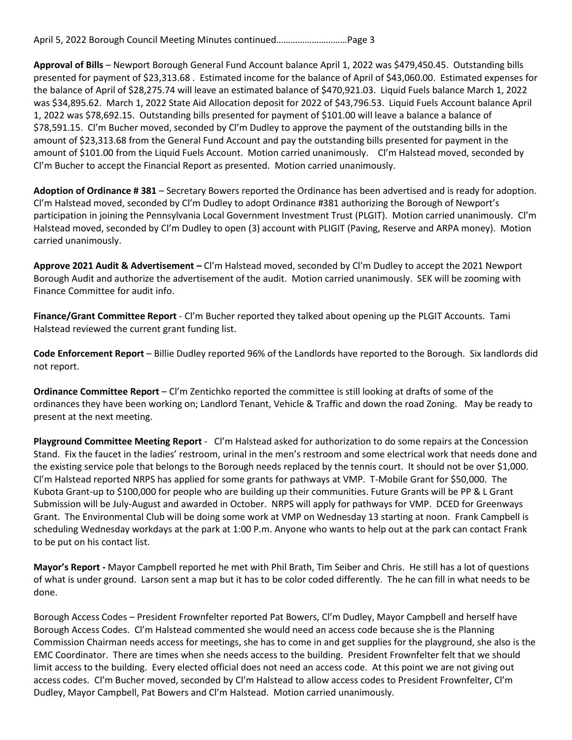**Approval of Bills** – Newport Borough General Fund Account balance April 1, 2022 was $479,450.45. Outstanding bills presented for payment of $23,313.68 . Estimated income for the balance of April of $43,060.00. Estimated expenses for the balance of April of $28,275.74 will leave an estimated balance of $470,921.03. Liquid Fuels balance March 1, 2022 was $34,895.62. March 1, 2022 State Aid Allocation deposit for 2022 of $43,796.53. Liquid Fuels Account balance April 1, 2022 was $78,692.15. Outstanding bills presented for payment of $101.00 will leave a balance a balance of $78,591.15. Cl'm Bucher moved, seconded by Cl'm Dudley to approve the payment of the outstanding bills in the amount of $23,313.68 from the General Fund Account and pay the outstanding bills presented for payment in the amount of $101.00 from the Liquid Fuels Account. Motion carried unanimously. Cl'm Halstead moved, seconded by Cl'm Bucher to accept the Financial Report as presented. Motion carried unanimously.

**Adoption of Ordinance # 381** – Secretary Bowers reported the Ordinance has been advertised and is ready for adoption. Cl'm Halstead moved, seconded by Cl'm Dudley to adopt Ordinance #381 authorizing the Borough of Newport's participation in joining the Pennsylvania Local Government Investment Trust (PLGIT). Motion carried unanimously. Cl'm Halstead moved, seconded by Cl'm Dudley to open (3) account with PLIGIT (Paving, Reserve and ARPA money). Motion carried unanimously.

**Approve 2021 Audit & Advertisement –** Cl'm Halstead moved, seconded by Cl'm Dudley to accept the 2021 Newport Borough Audit and authorize the advertisement of the audit. Motion carried unanimously. SEK will be zooming with Finance Committee for audit info.

**Finance/Grant Committee Report** - Cl'm Bucher reported they talked about opening up the PLGIT Accounts. Tami Halstead reviewed the current grant funding list.

**Code Enforcement Report** – Billie Dudley reported 96% of the Landlords have reported to the Borough. Six landlords did not report.

**Ordinance Committee Report** – Cl'm Zentichko reported the committee is still looking at drafts of some of the ordinances they have been working on; Landlord Tenant, Vehicle & Traffic and down the road Zoning. May be ready to present at the next meeting.

**Playground Committee Meeting Report** - Cl'm Halstead asked for authorization to do some repairs at the Concession Stand. Fix the faucet in the ladies' restroom, urinal in the men's restroom and some electrical work that needs done and the existing service pole that belongs to the Borough needs replaced by the tennis court. It should not be over $1,000. Cl'm Halstead reported NRPS has applied for some grants for pathways at VMP. T-Mobile Grant for $50,000. The Kubota Grant-up to $100,000 for people who are building up their communities. Future Grants will be PP & L Grant Submission will be July-August and awarded in October. NRPS will apply for pathways for VMP. DCED for Greenways Grant. The Environmental Club will be doing some work at VMP on Wednesday 13 starting at noon. Frank Campbell is scheduling Wednesday workdays at the park at 1:00 P.m. Anyone who wants to help out at the park can contact Frank to be put on his contact list.

**Mayor's Report -** Mayor Campbell reported he met with Phil Brath, Tim Seiber and Chris. He still has a lot of questions of what is under ground. Larson sent a map but it has to be color coded differently. The he can fill in what needs to be done.

Borough Access Codes – President Frownfelter reported Pat Bowers, Cl'm Dudley, Mayor Campbell and herself have Borough Access Codes. Cl'm Halstead commented she would need an access code because she is the Planning Commission Chairman needs access for meetings, she has to come in and get supplies for the playground, she also is the EMC Coordinator. There are times when she needs access to the building. President Frownfelter felt that we should limit access to the building. Every elected official does not need an access code. At this point we are not giving out access codes. Cl'm Bucher moved, seconded by Cl'm Halstead to allow access codes to President Frownfelter, Cl'm Dudley, Mayor Campbell, Pat Bowers and Cl'm Halstead. Motion carried unanimously.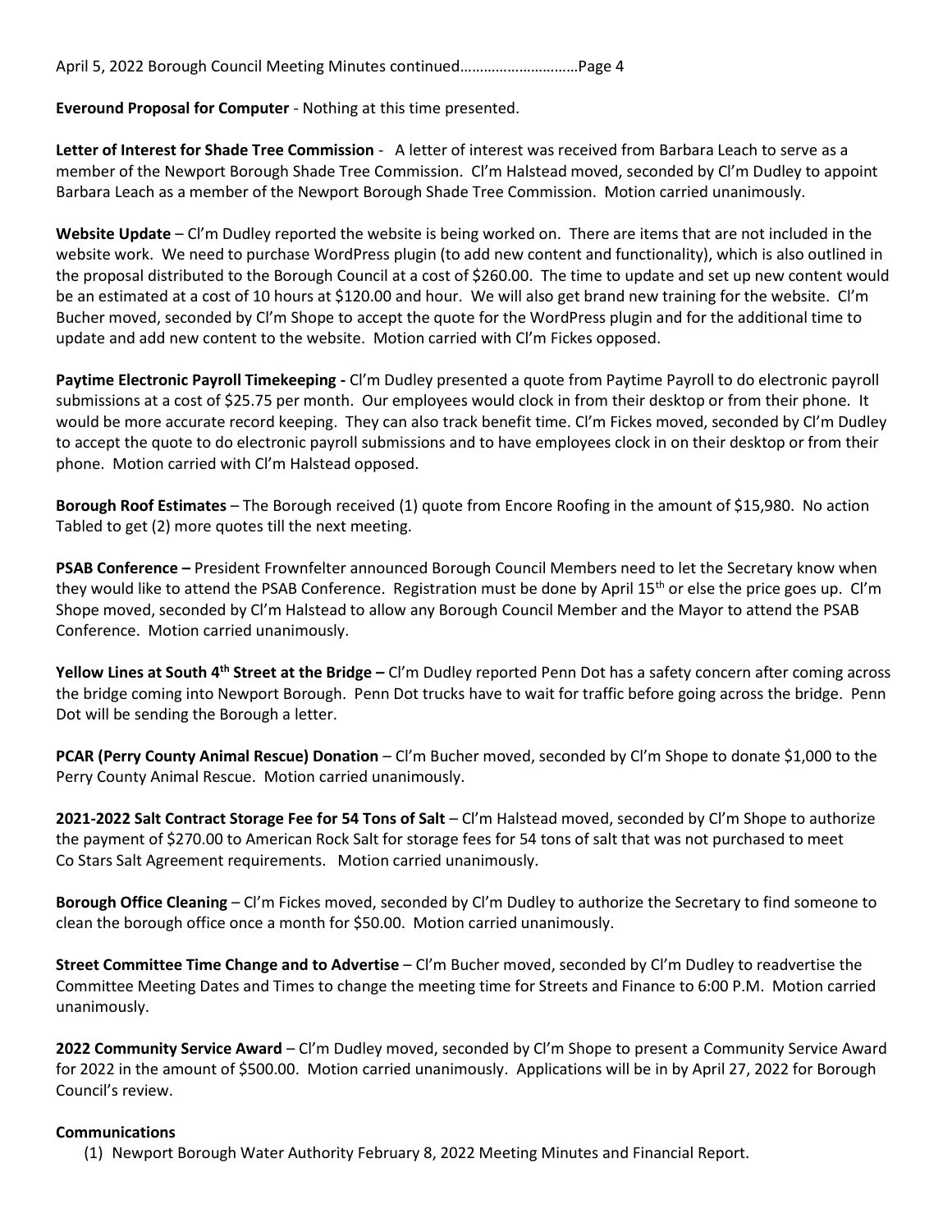April 5, 2022 Borough Council Meeting Minutes continued……………………….Page 4

**Everound Proposal for Computer** - Nothing at this time presented.

**Letter of Interest for Shade Tree Commission** - A letter of interest was received from Barbara Leach to serve as a member of the Newport Borough Shade Tree Commission. Cl'm Halstead moved, seconded by Cl'm Dudley to appoint Barbara Leach as a member of the Newport Borough Shade Tree Commission. Motion carried unanimously.

**Website Update** – Cl'm Dudley reported the website is being worked on. There are items that are not included in the website work. We need to purchase WordPress plugin (to add new content and functionality), which is also outlined in the proposal distributed to the Borough Council at a cost of $260.00. The time to update and set up new content would be an estimated at a cost of 10 hours at $120.00 and hour. We will also get brand new training for the website. Cl'm Bucher moved, seconded by Cl'm Shope to accept the quote for the WordPress plugin and for the additional time to update and add new content to the website. Motion carried with Cl'm Fickes opposed.

**Paytime Electronic Payroll Timekeeping -** Cl'm Dudley presented a quote from Paytime Payroll to do electronic payroll submissions at a cost of $25.75 per month. Our employees would clock in from their desktop or from their phone. It would be more accurate record keeping. They can also track benefit time. Cl'm Fickes moved, seconded by Cl'm Dudley to accept the quote to do electronic payroll submissions and to have employees clock in on their desktop or from their phone. Motion carried with Cl'm Halstead opposed.

**Borough Roof Estimates** – The Borough received (1) quote from Encore Roofing in the amount of $15,980. No action Tabled to get (2) more quotes till the next meeting.

**PSAB Conference –** President Frownfelter announced Borough Council Members need to let the Secretary know when they would like to attend the PSAB Conference. Registration must be done by April 15th or else the price goes up. Cl'm Shope moved, seconded by Cl'm Halstead to allow any Borough Council Member and the Mayor to attend the PSAB Conference. Motion carried unanimously.

**Yellow Lines at South 4th Street at the Bridge –** Cl'm Dudley reported Penn Dot has a safety concern after coming across the bridge coming into Newport Borough. Penn Dot trucks have to wait for traffic before going across the bridge. Penn Dot will be sending the Borough a letter.

**PCAR (Perry County Animal Rescue) Donation** – Cl'm Bucher moved, seconded by Cl'm Shope to donate $1,000 to the Perry County Animal Rescue. Motion carried unanimously.

**2021-2022 Salt Contract Storage Fee for 54 Tons of Salt** – Cl'm Halstead moved, seconded by Cl'm Shope to authorize the payment of $270.00 to American Rock Salt for storage fees for 54 tons of salt that was not purchased to meet Co Stars Salt Agreement requirements. Motion carried unanimously.

**Borough Office Cleaning** – Cl'm Fickes moved, seconded by Cl'm Dudley to authorize the Secretary to find someone to clean the borough office once a month for $50.00. Motion carried unanimously.

**Street Committee Time Change and to Advertise** – Cl'm Bucher moved, seconded by Cl'm Dudley to readvertise the Committee Meeting Dates and Times to change the meeting time for Streets and Finance to 6:00 P.M. Motion carried unanimously.

**2022 Community Service Award** – Cl'm Dudley moved, seconded by Cl'm Shope to present a Community Service Award for 2022 in the amount of $500.00. Motion carried unanimously. Applications will be in by April 27, 2022 for Borough Council's review.

**Communications**

(1) Newport Borough Water Authority February 8, 2022 Meeting Minutes and Financial Report.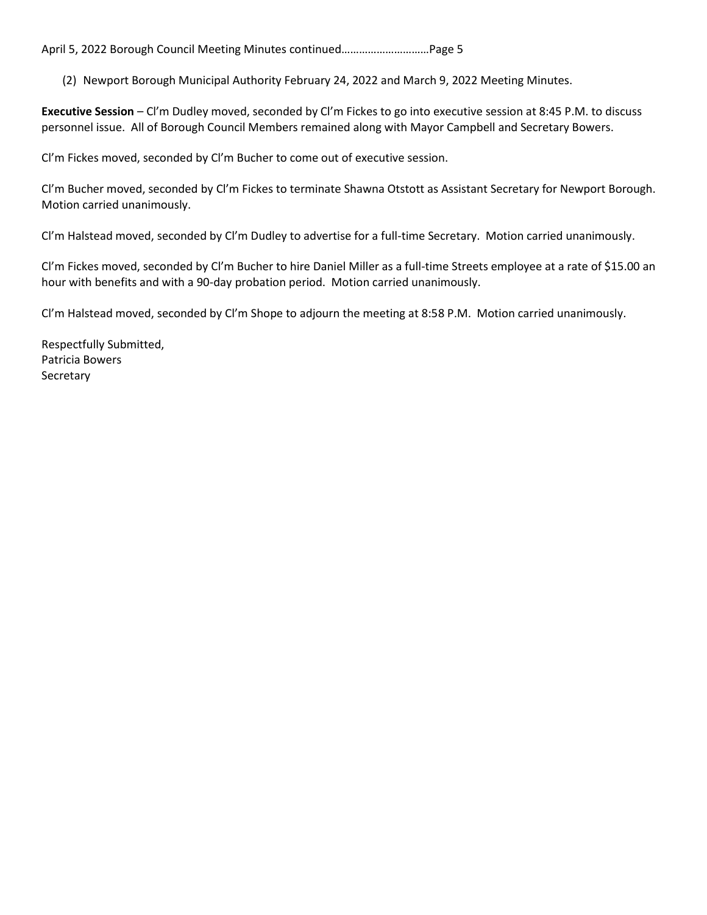(2) Newport Borough Municipal Authority February 24, 2022 and March 9, 2022 Meeting Minutes.

**Executive Session** – Cl'm Dudley moved, seconded by Cl'm Fickes to go into executive session at 8:45 P.M. to discuss personnel issue. All of Borough Council Members remained along with Mayor Campbell and Secretary Bowers.

Cl'm Fickes moved, seconded by Cl'm Bucher to come out of executive session.

Cl'm Bucher moved, seconded by Cl'm Fickes to terminate Shawna Otstott as Assistant Secretary for Newport Borough. Motion carried unanimously.

Cl'm Halstead moved, seconded by Cl'm Dudley to advertise for a full-time Secretary. Motion carried unanimously.

Cl'm Fickes moved, seconded by Cl'm Bucher to hire Daniel Miller as a full-time Streets employee at a rate of $15.00 an hour with benefits and with a 90-day probation period. Motion carried unanimously.

Cl'm Halstead moved, seconded by Cl'm Shope to adjourn the meeting at 8:58 P.M. Motion carried unanimously.

Respectfully Submitted,
Patricia Bowers
Secretary